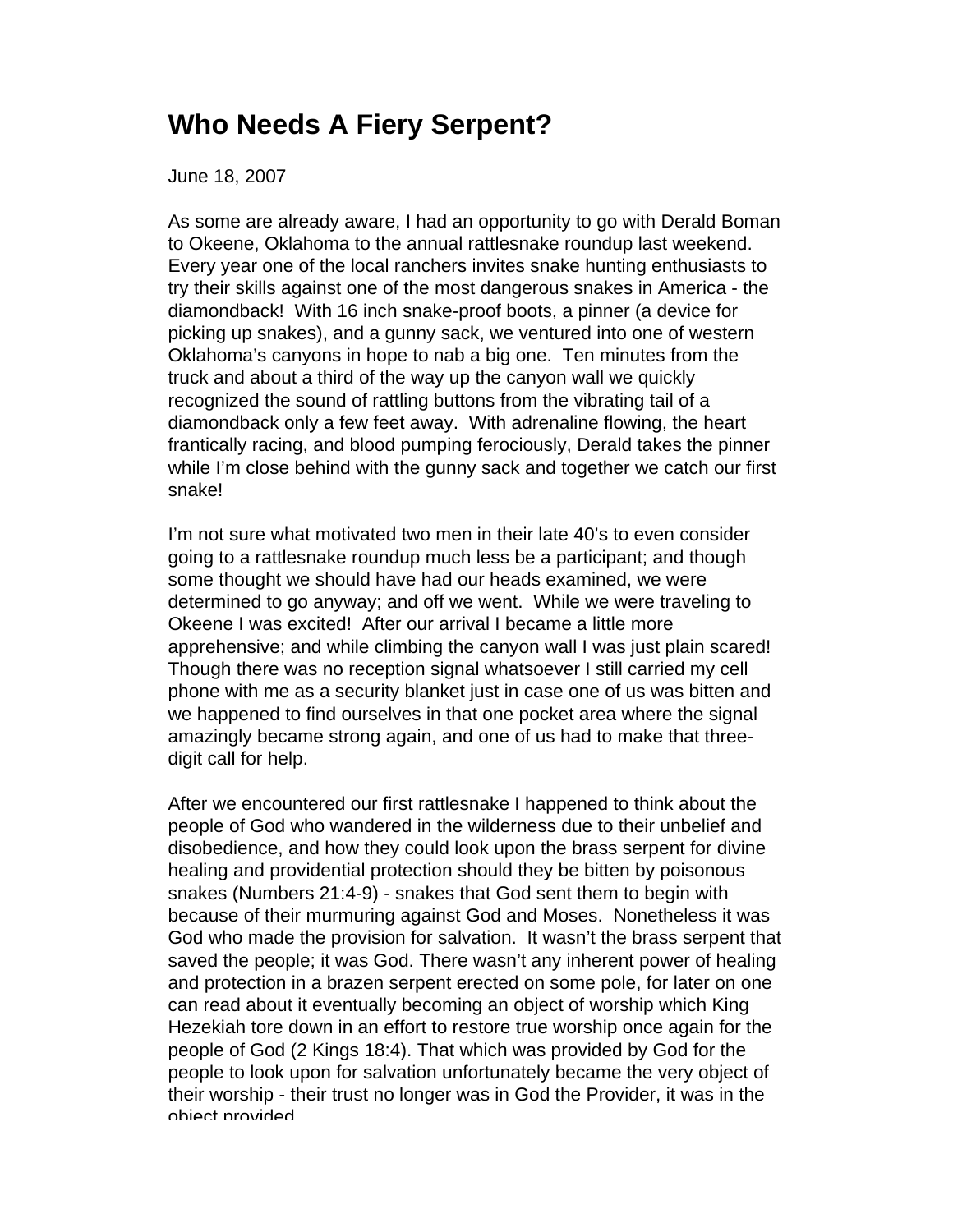# Who Needs A Fiery Serpent?

June 18, 2007

As some are already aware, I had an opportunity to go with Derald Boman to Okeene, Oklahoma to the annual rattlesnake roundup last weekend. Every year one of the local ranchers invites snake hunting enthusiasts to try their skills against one of the most dangerous snakes in America - the diamondback! With 16 inch snake-proof boots, a pinner (a device for picking up snakes), and a gunny sack, we ventured into one of western Oklahoma's canyons in hope to nab a big one. Ten minutes from the truck and about a third of the way up the canyon wall we quickly recognized the sound of rattling buttons from the vibrating tail of a diamondback only a few feet away. With adrenaline flowing, the heart frantically racing, and blood pumping ferociously, Derald takes the pinner while I'm close behind with the gunny sack and together we catch our first snake!

I'm not sure what motivated two men in their late 40's to even consider going to a rattlesnake roundup much less be a participant; and though some thought we should have had our heads examined, we were determined to go anyway; and off we went. While we were traveling to Okeene I was excited! After our arrival I became a little more apprehensive; and while climbing the canyon wall I was just plain scared! Though there was no reception signal whatsoever I still carried my cell phone with me as a security blanket just in case one of us was bitten and we happened to find ourselves in that one pocket area where the signal amazingly became strong again, and one of us had to make that three-digit call for help.

After we encountered our first rattlesnake I happened to think about the people of God who wandered in the wilderness due to their unbelief and disobedience, and how they could look upon the brass serpent for divine healing and providential protection should they be bitten by poisonous snakes (Numbers 21:4-9) - snakes that God sent them to begin with because of their murmuring against God and Moses. Nonetheless it was God who made the provision for salvation. It wasn't the brass serpent that saved the people; it was God. There wasn't any inherent power of healing and protection in a brazen serpent erected on some pole, for later on one can read about it eventually becoming an object of worship which King Hezekiah tore down in an effort to restore true worship once again for the people of God (2 Kings 18:4). That which was provided by God for the people to look upon for salvation unfortunately became the very object of their worship - their trust no longer was in God the Provider, it was in the object provided.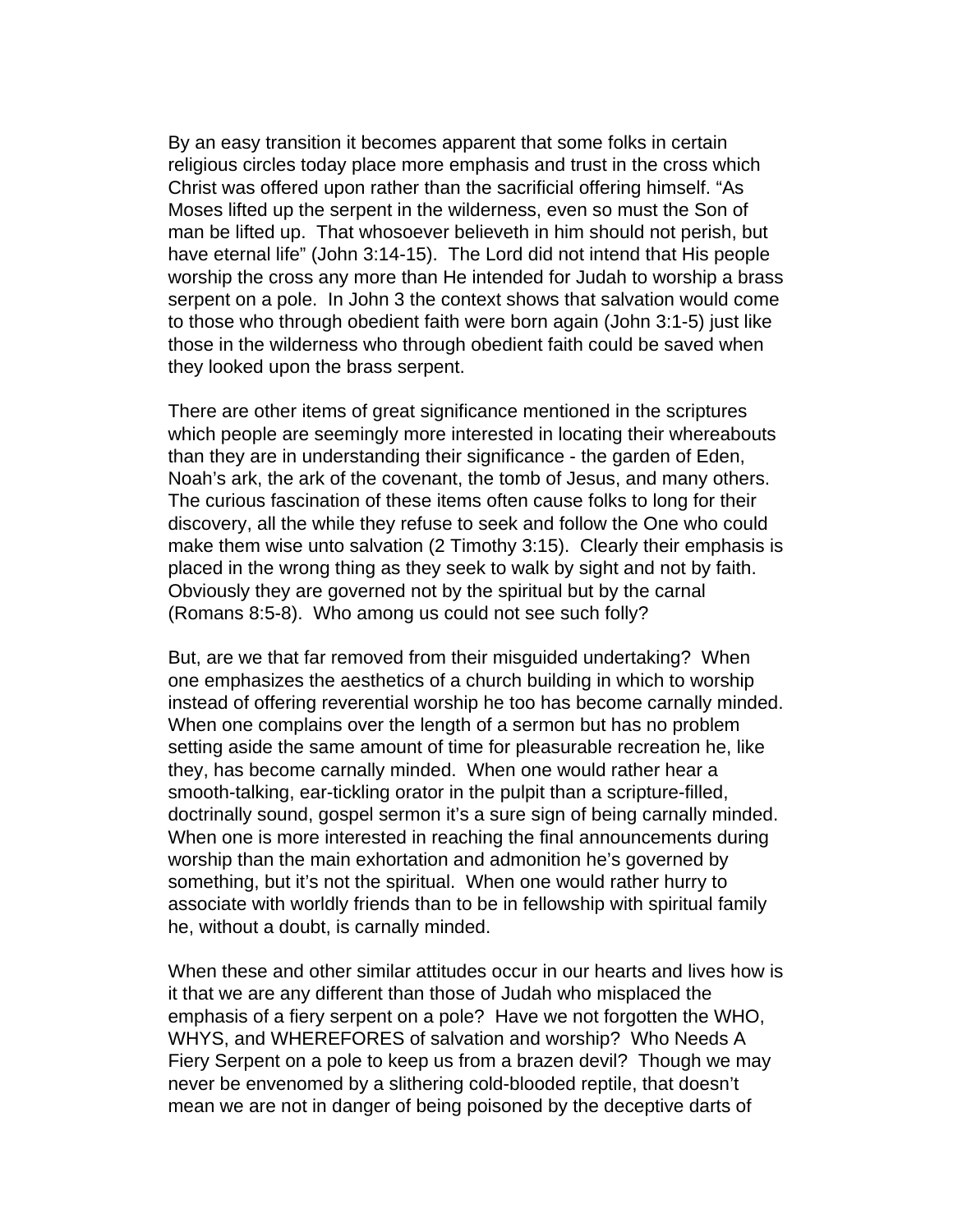By an easy transition it becomes apparent that some folks in certain religious circles today place more emphasis and trust in the cross which Christ was offered upon rather than the sacrificial offering himself. "As Moses lifted up the serpent in the wilderness, even so must the Son of man be lifted up. That whosoever believeth in him should not perish, but have eternal life" (John 3:14-15). The Lord did not intend that His people worship the cross any more than He intended for Judah to worship a brass serpent on a pole. In John 3 the context shows that salvation would come to those who through obedient faith were born again (John 3:1-5) just like those in the wilderness who through obedient faith could be saved when they looked upon the brass serpent.

There are other items of great significance mentioned in the scriptures which people are seemingly more interested in locating their whereabouts than they are in understanding their significance - the garden of Eden, Noah's ark, the ark of the covenant, the tomb of Jesus, and many others. The curious fascination of these items often cause folks to long for their discovery, all the while they refuse to seek and follow the One who could make them wise unto salvation (2 Timothy 3:15). Clearly their emphasis is placed in the wrong thing as they seek to walk by sight and not by faith. Obviously they are governed not by the spiritual but by the carnal (Romans 8:5-8). Who among us could not see such folly?

But, are we that far removed from their misguided undertaking? When one emphasizes the aesthetics of a church building in which to worship instead of offering reverential worship he too has become carnally minded. When one complains over the length of a sermon but has no problem setting aside the same amount of time for pleasurable recreation he, like they, has become carnally minded. When one would rather hear a smooth-talking, ear-tickling orator in the pulpit than a scripture-filled, doctrinally sound, gospel sermon it's a sure sign of being carnally minded. When one is more interested in reaching the final announcements during worship than the main exhortation and admonition he's governed by something, but it's not the spiritual. When one would rather hurry to associate with worldly friends than to be in fellowship with spiritual family he, without a doubt, is carnally minded.

When these and other similar attitudes occur in our hearts and lives how is it that we are any different than those of Judah who misplaced the emphasis of a fiery serpent on a pole? Have we not forgotten the WHO, WHYS, and WHEREFORES of salvation and worship? Who Needs A Fiery Serpent on a pole to keep us from a brazen devil? Though we may never be envenomed by a slithering cold-blooded reptile, that doesn't mean we are not in danger of being poisoned by the deceptive darts of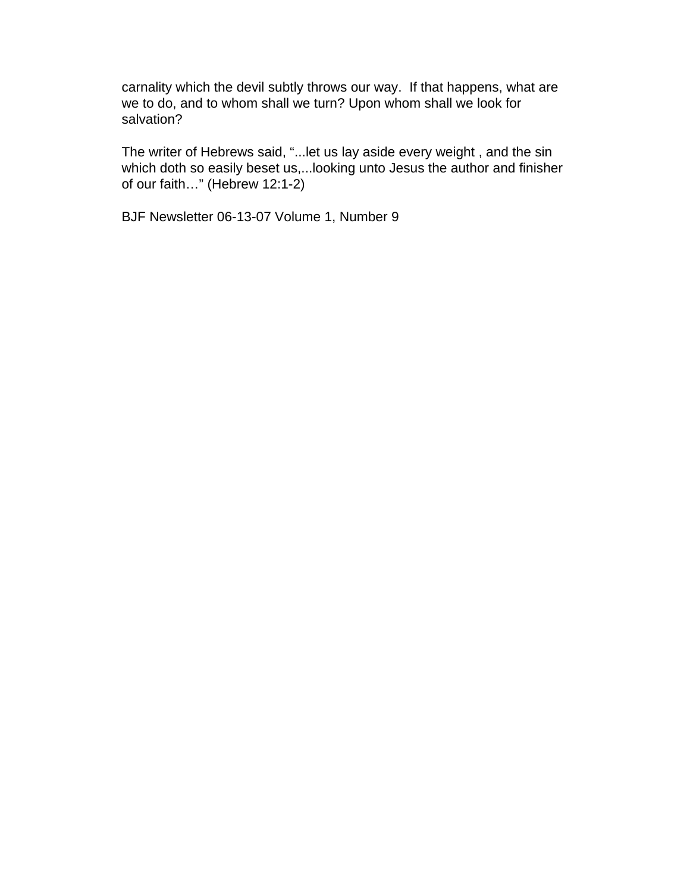carnality which the devil subtly throws our way. If that happens, what are we to do, and to whom shall we turn? Upon whom shall we look for salvation?

The writer of Hebrews said, "...let us lay aside every weight , and the sin which doth so easily beset us,...looking unto Jesus the author and finisher of our faith…" (Hebrew 12:1-2)

BJF Newsletter 06-13-07 Volume 1, Number 9